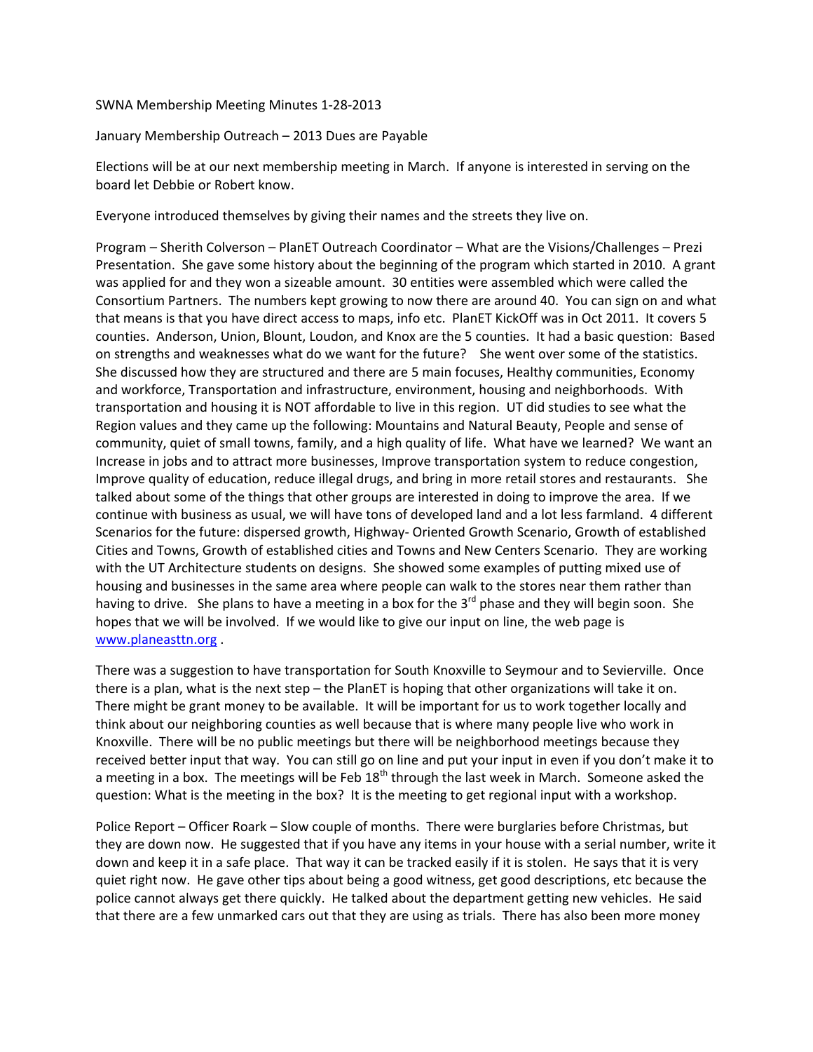SWNA Membership Meeting Minutes 1-28-2013

January Membership Outreach – 2013 Dues are Payable

Elections will be at our next membership meeting in March. If anyone is interested in serving on the board let Debbie or Robert know.

Everyone introduced themselves by giving their names and the streets they live on.

Program – Sherith Colverson – PlanET Outreach Coordinator – What are the Visions/Challenges – Prezi Presentation. She gave some history about the beginning of the program which started in 2010. A grant was applied for and they won a sizeable amount. 30 entities were assembled which were called the Consortium Partners. The numbers kept growing to now there are around 40. You can sign on and what that means is that you have direct access to maps, info etc. PlanET KickOff was in Oct 2011. It covers 5 counties. Anderson, Union, Blount, Loudon, and Knox are the 5 counties. It had a basic question: Based on strengths and weaknesses what do we want for the future? She went over some of the statistics. She discussed how they are structured and there are 5 main focuses, Healthy communities, Economy and workforce, Transportation and infrastructure, environment, housing and neighborhoods. With transportation and housing it is NOT affordable to live in this region. UT did studies to see what the Region values and they came up the following: Mountains and Natural Beauty, People and sense of community, quiet of small towns, family, and a high quality of life. What have we learned? We want an Increase in jobs and to attract more businesses, Improve transportation system to reduce congestion, Improve quality of education, reduce illegal drugs, and bring in more retail stores and restaurants. She talked about some of the things that other groups are interested in doing to improve the area. If we continue with business as usual, we will have tons of developed land and a lot less farmland. 4 different Scenarios for the future: dispersed growth, Highway- Oriented Growth Scenario, Growth of established Cities and Towns, Growth of established cities and Towns and New Centers Scenario. They are working with the UT Architecture students on designs. She showed some examples of putting mixed use of housing and businesses in the same area where people can walk to the stores near them rather than having to drive. She plans to have a meeting in a box for the 3rd phase and they will begin soon. She hopes that we will be involved. If we would like to give our input on line, the web page is www.planeasttn.org .

There was a suggestion to have transportation for South Knoxville to Seymour and to Sevierville. Once there is a plan, what is the next step – the PlanET is hoping that other organizations will take it on. There might be grant money to be available. It will be important for us to work together locally and think about our neighboring counties as well because that is where many people live who work in Knoxville. There will be no public meetings but there will be neighborhood meetings because they received better input that way. You can still go on line and put your input in even if you don't make it to a meeting in a box. The meetings will be Feb 18th through the last week in March. Someone asked the question: What is the meeting in the box? It is the meeting to get regional input with a workshop.

Police Report – Officer Roark – Slow couple of months. There were burglaries before Christmas, but they are down now. He suggested that if you have any items in your house with a serial number, write it down and keep it in a safe place. That way it can be tracked easily if it is stolen. He says that it is very quiet right now. He gave other tips about being a good witness, get good descriptions, etc because the police cannot always get there quickly. He talked about the department getting new vehicles. He said that there are a few unmarked cars out that they are using as trials. There has also been more money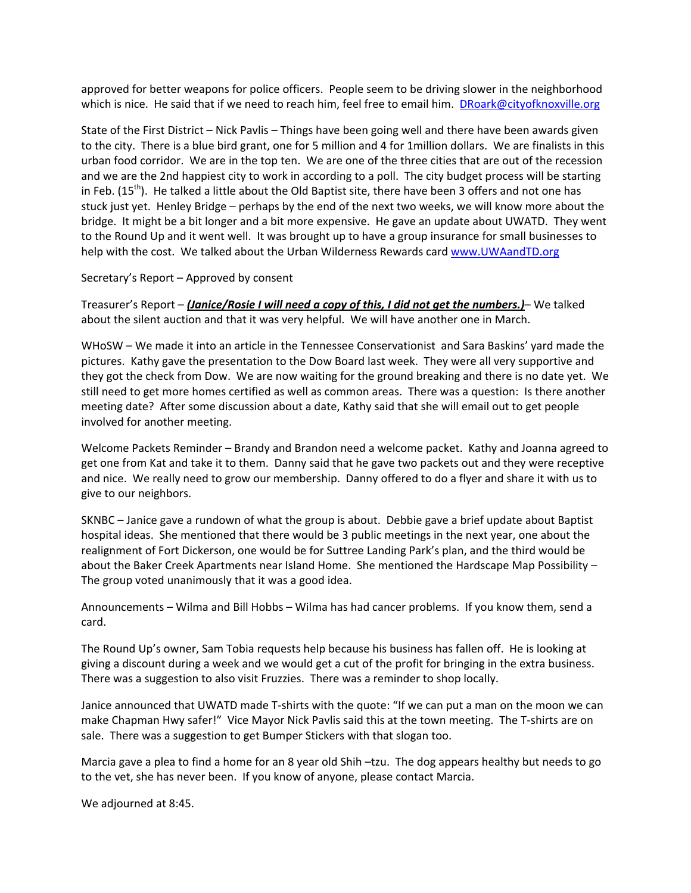approved for better weapons for police officers. People seem to be driving slower in the neighborhood which is nice. He said that if we need to reach him, feel free to email him. DRoark@cityofknoxville.org

State of the First District – Nick Pavlis – Things have been going well and there have been awards given to the city. There is a blue bird grant, one for 5 million and 4 for 1million dollars. We are finalists in this urban food corridor. We are in the top ten. We are one of the three cities that are out of the recession and we are the 2nd happiest city to work in according to a poll. The city budget process will be starting in Feb. (15th). He talked a little about the Old Baptist site, there have been 3 offers and not one has stuck just yet. Henley Bridge – perhaps by the end of the next two weeks, we will know more about the bridge. It might be a bit longer and a bit more expensive. He gave an update about UWATD. They went to the Round Up and it went well. It was brought up to have a group insurance for small businesses to help with the cost. We talked about the Urban Wilderness Rewards card www.UWAandTD.org

Secretary's Report – Approved by consent

Treasurer's Report – ***(Janice/Rosie I will need a copy of this, I did not get the numbers.)***– We talked about the silent auction and that it was very helpful. We will have another one in March.

WHoSW – We made it into an article in the Tennessee Conservationist and Sara Baskins' yard made the pictures. Kathy gave the presentation to the Dow Board last week. They were all very supportive and they got the check from Dow. We are now waiting for the ground breaking and there is no date yet. We still need to get more homes certified as well as common areas. There was a question: Is there another meeting date? After some discussion about a date, Kathy said that she will email out to get people involved for another meeting.

Welcome Packets Reminder – Brandy and Brandon need a welcome packet. Kathy and Joanna agreed to get one from Kat and take it to them. Danny said that he gave two packets out and they were receptive and nice. We really need to grow our membership. Danny offered to do a flyer and share it with us to give to our neighbors.

SKNBC – Janice gave a rundown of what the group is about. Debbie gave a brief update about Baptist hospital ideas. She mentioned that there would be 3 public meetings in the next year, one about the realignment of Fort Dickerson, one would be for Suttree Landing Park's plan, and the third would be about the Baker Creek Apartments near Island Home. She mentioned the Hardscape Map Possibility – The group voted unanimously that it was a good idea.

Announcements – Wilma and Bill Hobbs – Wilma has had cancer problems. If you know them, send a card.

The Round Up's owner, Sam Tobia requests help because his business has fallen off. He is looking at giving a discount during a week and we would get a cut of the profit for bringing in the extra business. There was a suggestion to also visit Fruzzies. There was a reminder to shop locally.

Janice announced that UWATD made T-shirts with the quote: "If we can put a man on the moon we can make Chapman Hwy safer!" Vice Mayor Nick Pavlis said this at the town meeting. The T-shirts are on sale. There was a suggestion to get Bumper Stickers with that slogan too.

Marcia gave a plea to find a home for an 8 year old Shih –tzu. The dog appears healthy but needs to go to the vet, she has never been. If you know of anyone, please contact Marcia.

We adjourned at 8:45.